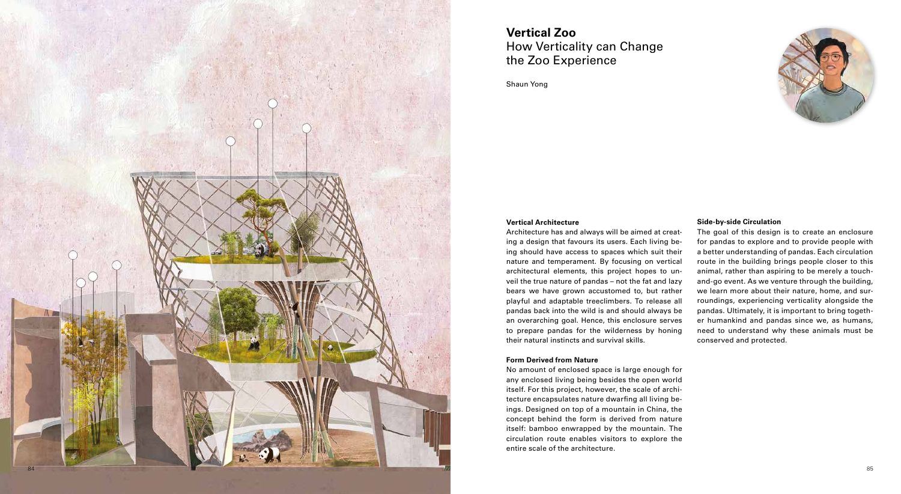# Vertical Zoo

## How Verticality can Change the Zoo Experience

Shaun Yong

### Vertical Architecture

Architecture has and always will be aimed at creating a design that favours its users. Each living being should have access to spaces which suit their nature and temperament. By focusing on vertical architectural elements, this project hopes to unveil the true nature of pandas – not the fat and lazy bears we have grown accustomed to, but rather playful and adaptable treeclimbers. To release all pandas back into the wild is and should always be an overarching goal. Hence, this enclosure serves to prepare pandas for the wilderness by honing their natural instincts and survival skills.

### Form Derived from Nature

No amount of enclosed space is large enough for any enclosed living being besides the open world itself. For this project, however, the scale of architecture encapsulates nature dwarfing all living beings. Designed on top of a mountain in China, the concept behind the form is derived from nature itself: bamboo enwrapped by the mountain. The circulation route enables visitors to explore the entire scale of the architecture.

### Side-by-side Circulation

The goal of this design is to create an enclosure for pandas to explore and to provide people with a better understanding of pandas. Each circulation route in the building brings people closer to this animal, rather than aspiring to be merely a touch-and-go event. As we venture through the building, we learn more about their nature, home, and surroundings, experiencing verticality alongside the pandas. Ultimately, it is important to bring together humankind and pandas since we, as humans, need to understand why these animals must be conserved and protected.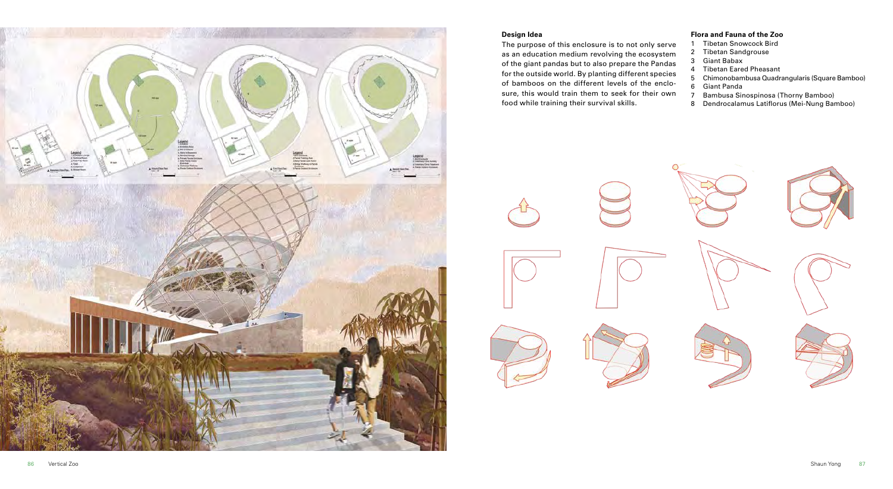## Design Idea

The purpose of this enclosure is to not only serve as an education medium revolving the ecosystem of the giant pandas but to also prepare the Pandas for the outside world. By planting different species of bamboos on the different levels of the enclosure, this would train them to seek for their own food while training their survival skills.

## Flora and Fauna of the Zoo

1. Tibetan Snowcock Bird
2. Tibetan Sandgrouse
3. Giant Babax
4. Tibetan Eared Pheasant
5. Chimonobambusa Quadrangularis (Square Bamboo)
6. Giant Panda
7. Bambusa Sinospinosa (Thorny Bamboo)
8. Dendrocalamus Latiflorus (Mei-Nung Bamboo)